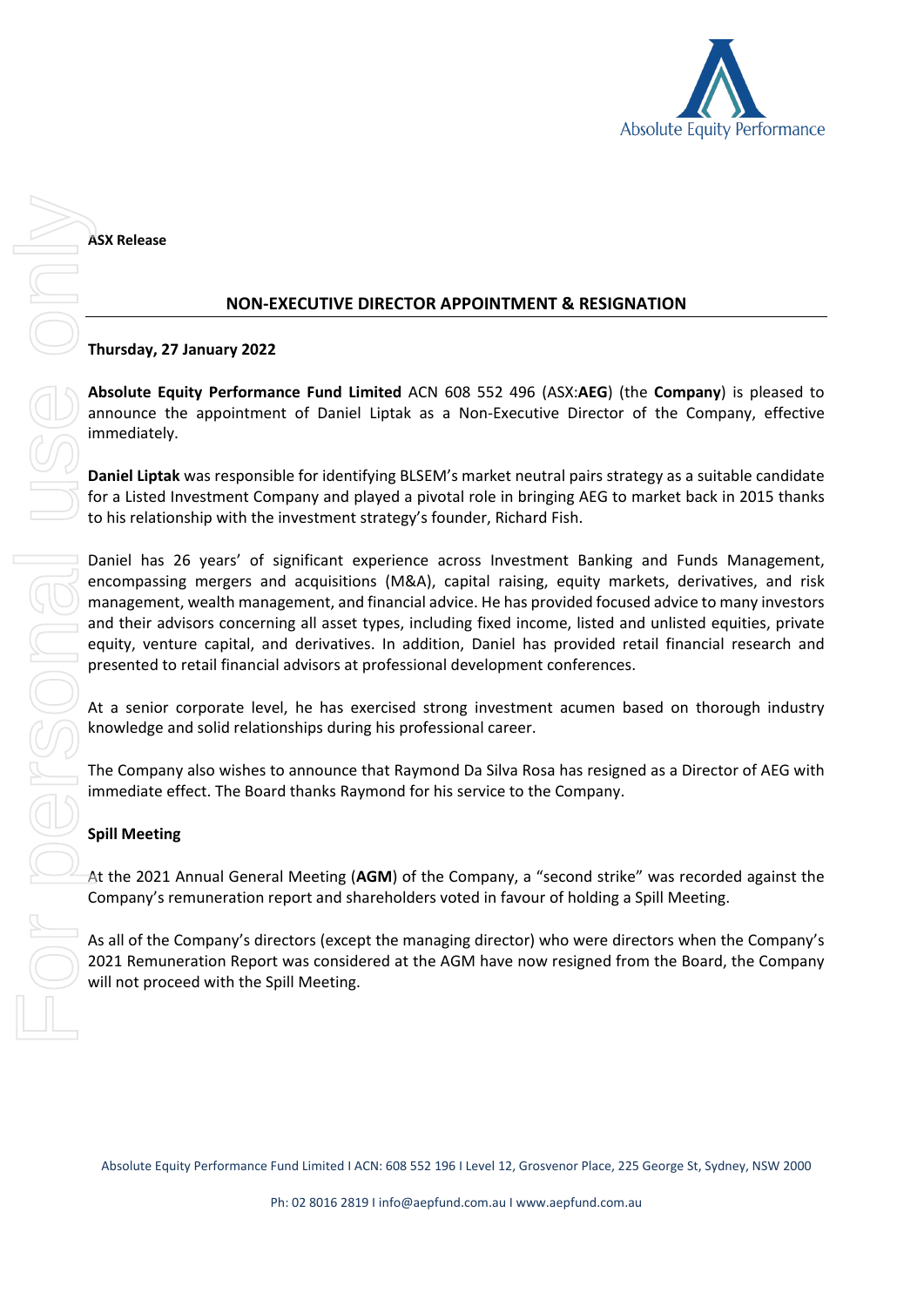**ASX Release**

## NON-EXECUTIVE DIRECTOR APPOINTMENT & RESIGNATION

**Thursday, 27 January 2022**

**Absolute Equity Performance Fund Limited** ACN 608 552 496 (ASX:**AEG**) (the **Company**) is pleased to announce the appointment of Daniel Liptak as a Non-Executive Director of the Company, effective immediately.

**Daniel Liptak** was responsible for identifying BLSEM's market neutral pairs strategy as a suitable candidate for a Listed Investment Company and played a pivotal role in bringing AEG to market back in 2015 thanks to his relationship with the investment strategy's founder, Richard Fish.

Daniel has 26 years' of significant experience across Investment Banking and Funds Management, encompassing mergers and acquisitions (M&A), capital raising, equity markets, derivatives, and risk management, wealth management, and financial advice. He has provided focused advice to many investors and their advisors concerning all asset types, including fixed income, listed and unlisted equities, private equity, venture capital, and derivatives. In addition, Daniel has provided retail financial research and presented to retail financial advisors at professional development conferences.

At a senior corporate level, he has exercised strong investment acumen based on thorough industry knowledge and solid relationships during his professional career.

The Company also wishes to announce that Raymond Da Silva Rosa has resigned as a Director of AEG with immediate effect. The Board thanks Raymond for his service to the Company.

**Spill Meeting**

At the 2021 Annual General Meeting (**AGM**) of the Company, a "second strike" was recorded against the Company's remuneration report and shareholders voted in favour of holding a Spill Meeting.

As all of the Company's directors (except the managing director) who were directors when the Company's 2021 Remuneration Report was considered at the AGM have now resigned from the Board, the Company will not proceed with the Spill Meeting.

Absolute Equity Performance Fund Limited I ACN: 608 552 196 I Level 12, Grosvenor Place, 225 George St, Sydney, NSW 2000

Ph: 02 8016 2819 I info@aepfund.com.au I www.aepfund.com.au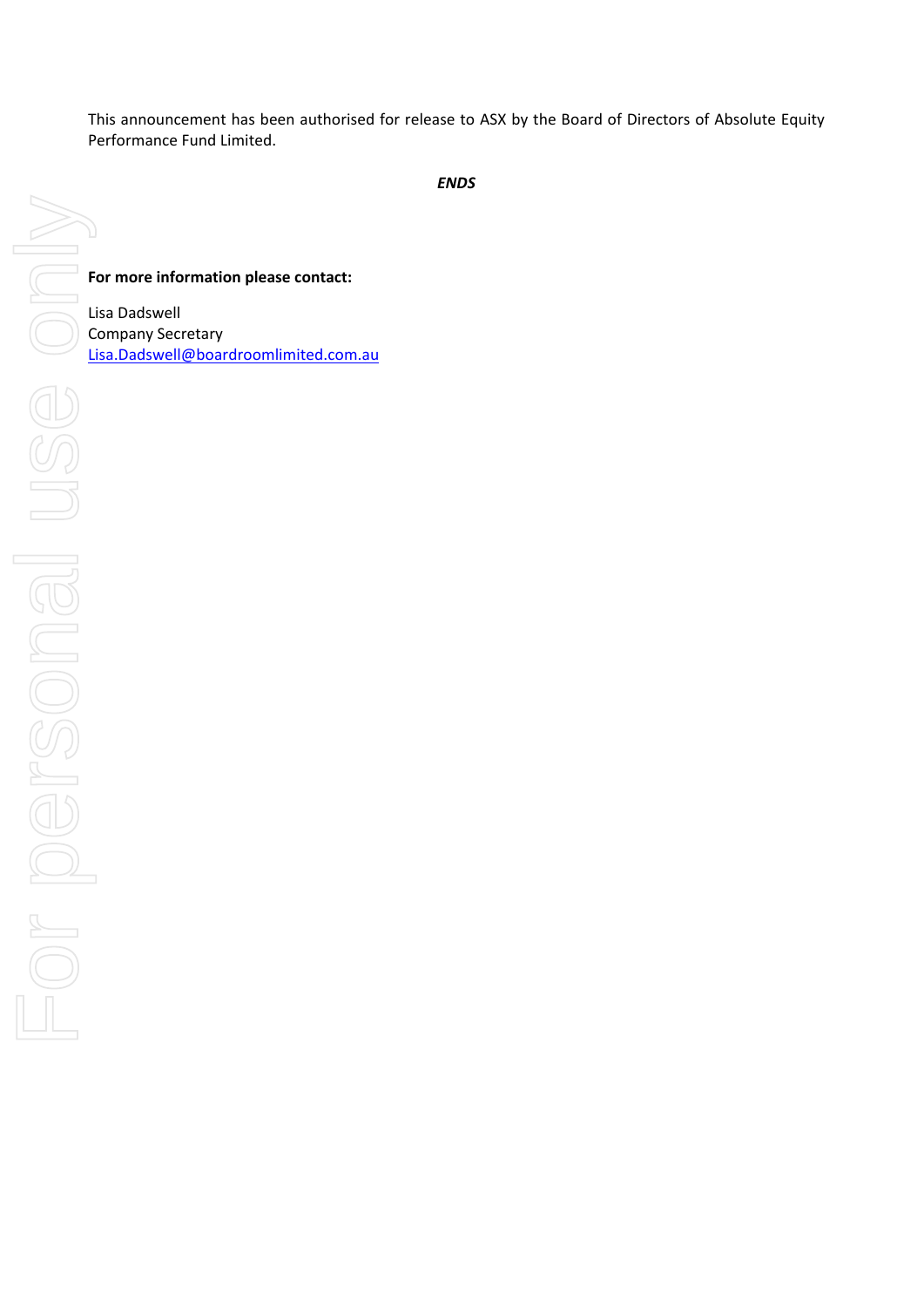This announcement has been authorised for release to ASX by the Board of Directors of Absolute Equity Performance Fund Limited.

***ENDS***

**For more information please contact:**

Lisa Dadswell
Company Secretary
Lisa.Dadswell@boardroomlimited.com.au